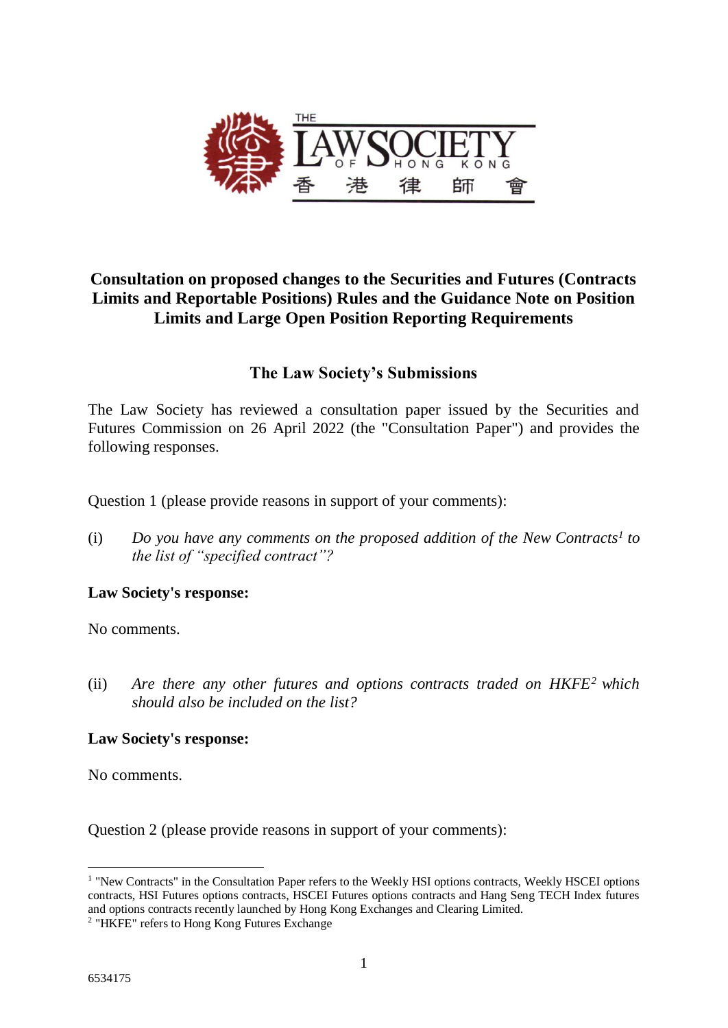# Consultation on proposed changes to the Securities and Futures (Contracts Limits and Reportable Positions) Rules and the Guidance Note on Position Limits and Large Open Position Reporting Requirements

## The Law Society's Submissions

The Law Society has reviewed a consultation paper issued by the Securities and Futures Commission on 26 April 2022 (the "Consultation Paper") and provides the following responses.

Question 1 (please provide reasons in support of your comments):

(i) *Do you have any comments on the proposed addition of the New Contracts[1] to the list of "specified contract"?*

**Law Society's response:**

No comments.

(ii) *Are there any other futures and options contracts traded on HKFE[2] which should also be included on the list?*

**Law Society's response:**

No comments.

Question 2 (please provide reasons in support of your comments):

---

[1] "New Contracts" in the Consultation Paper refers to the Weekly HSI options contracts, Weekly HSCEI options contracts, HSI Futures options contracts, HSCEI Futures options contracts and Hang Seng TECH Index futures and options contracts recently launched by Hong Kong Exchanges and Clearing Limited.

[2] "HKFE" refers to Hong Kong Futures Exchange

6534175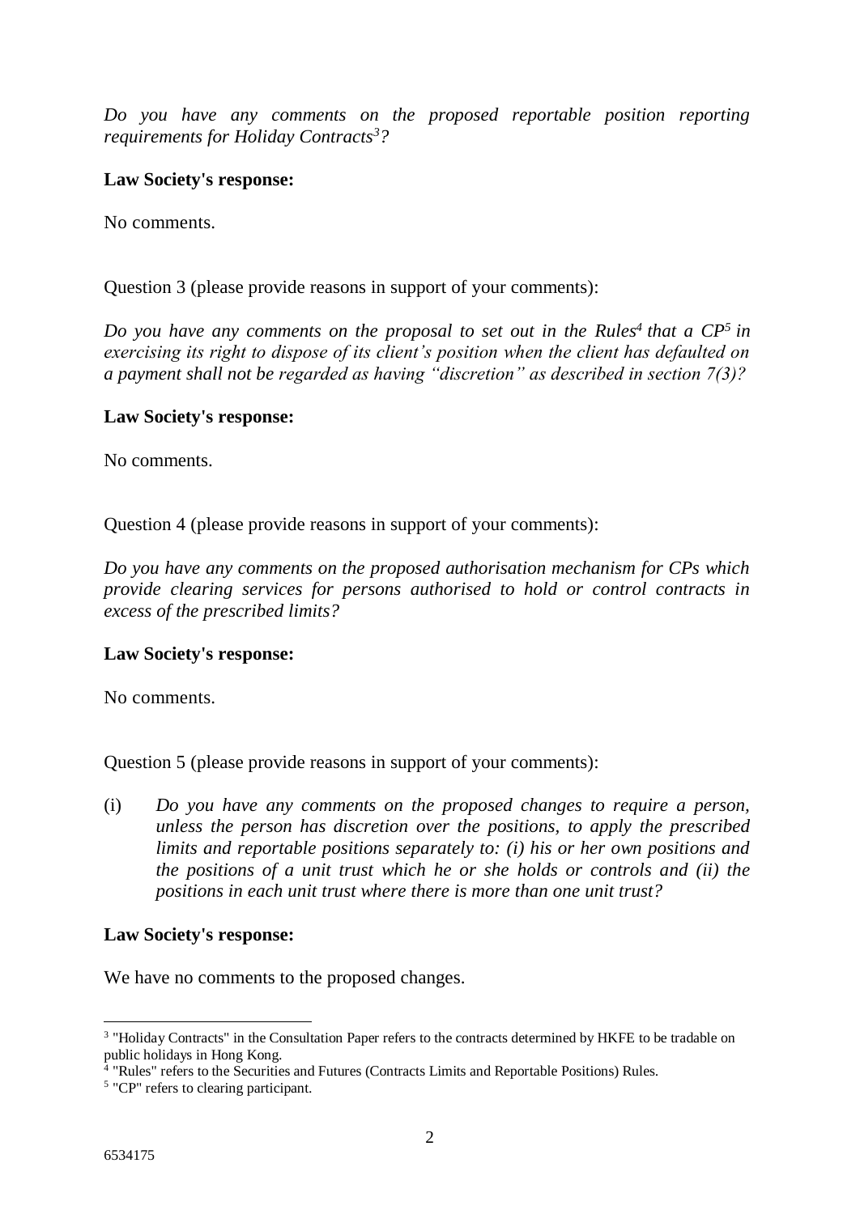*Do you have any comments on the proposed reportable position reporting requirements for Holiday Contracts[3]?*

**Law Society's response:**

No comments.

Question 3 (please provide reasons in support of your comments):

*Do you have any comments on the proposal to set out in the Rules[4] that a CP[5] in exercising its right to dispose of its client's position when the client has defaulted on a payment shall not be regarded as having "discretion" as described in section 7(3)?*

**Law Society's response:**

No comments.

Question 4 (please provide reasons in support of your comments):

*Do you have any comments on the proposed authorisation mechanism for CPs which provide clearing services for persons authorised to hold or control contracts in excess of the prescribed limits?*

**Law Society's response:**

No comments.

Question 5 (please provide reasons in support of your comments):

(i) *Do you have any comments on the proposed changes to require a person, unless the person has discretion over the positions, to apply the prescribed limits and reportable positions separately to: (i) his or her own positions and the positions of a unit trust which he or she holds or controls and (ii) the positions in each unit trust where there is more than one unit trust?*

**Law Society's response:**

We have no comments to the proposed changes.

---

[3] "Holiday Contracts" in the Consultation Paper refers to the contracts determined by HKFE to be tradable on public holidays in Hong Kong.

[4] "Rules" refers to the Securities and Futures (Contracts Limits and Reportable Positions) Rules.

[5] "CP" refers to clearing participant.

6534175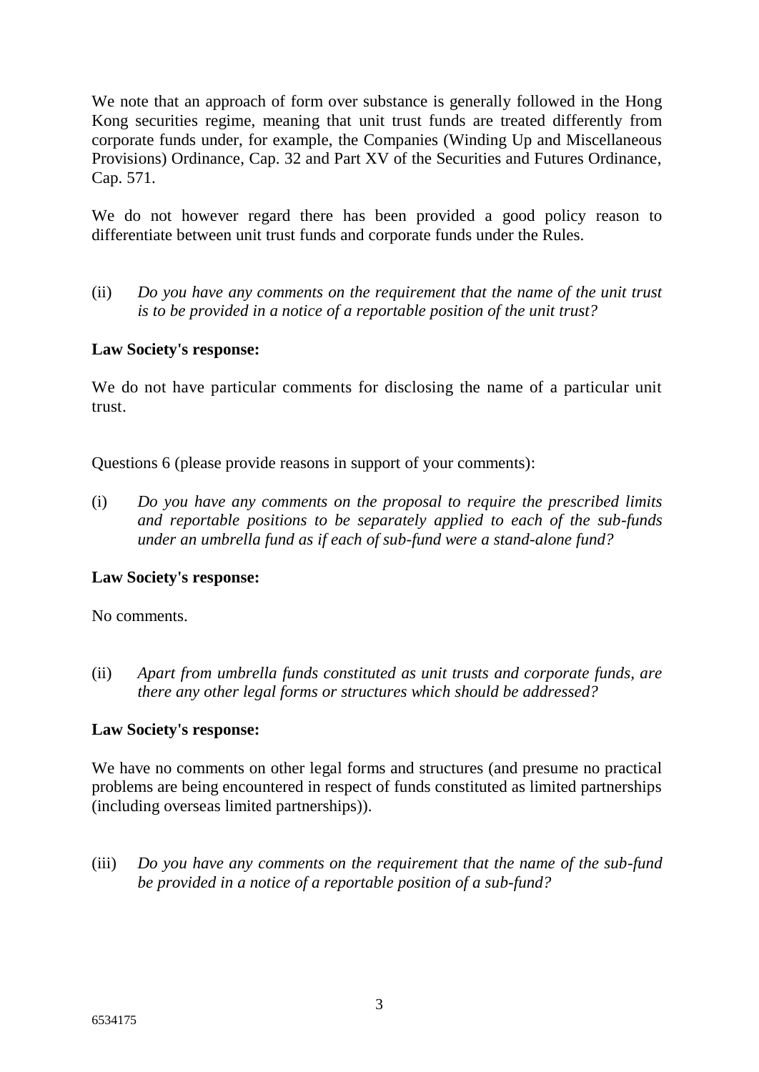We note that an approach of form over substance is generally followed in the Hong Kong securities regime, meaning that unit trust funds are treated differently from corporate funds under, for example, the Companies (Winding Up and Miscellaneous Provisions) Ordinance, Cap. 32 and Part XV of the Securities and Futures Ordinance, Cap. 571.

We do not however regard there has been provided a good policy reason to differentiate between unit trust funds and corporate funds under the Rules.

(ii) *Do you have any comments on the requirement that the name of the unit trust is to be provided in a notice of a reportable position of the unit trust?*

**Law Society's response:**

We do not have particular comments for disclosing the name of a particular unit trust.

Questions 6 (please provide reasons in support of your comments):

(i) *Do you have any comments on the proposal to require the prescribed limits and reportable positions to be separately applied to each of the sub-funds under an umbrella fund as if each of sub-fund were a stand-alone fund?*

**Law Society's response:**

No comments.

(ii) *Apart from umbrella funds constituted as unit trusts and corporate funds, are there any other legal forms or structures which should be addressed?*

**Law Society's response:**

We have no comments on other legal forms and structures (and presume no practical problems are being encountered in respect of funds constituted as limited partnerships (including overseas limited partnerships)).

(iii) *Do you have any comments on the requirement that the name of the sub-fund be provided in a notice of a reportable position of a sub-fund?*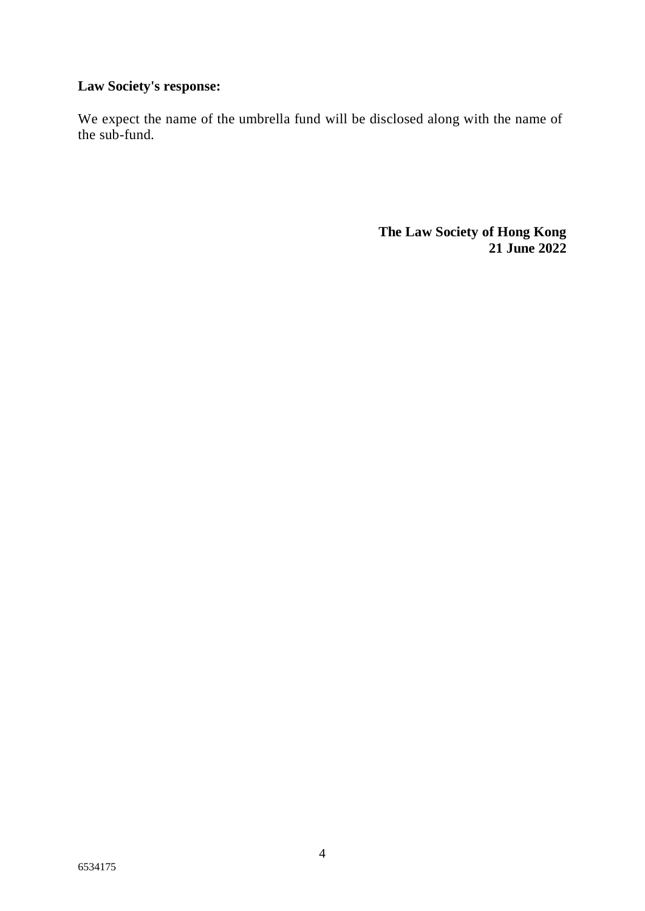**Law Society's response:**

We expect the name of the umbrella fund will be disclosed along with the name of the sub-fund.

**The Law Society of Hong Kong**
**21 June 2022**

6534175